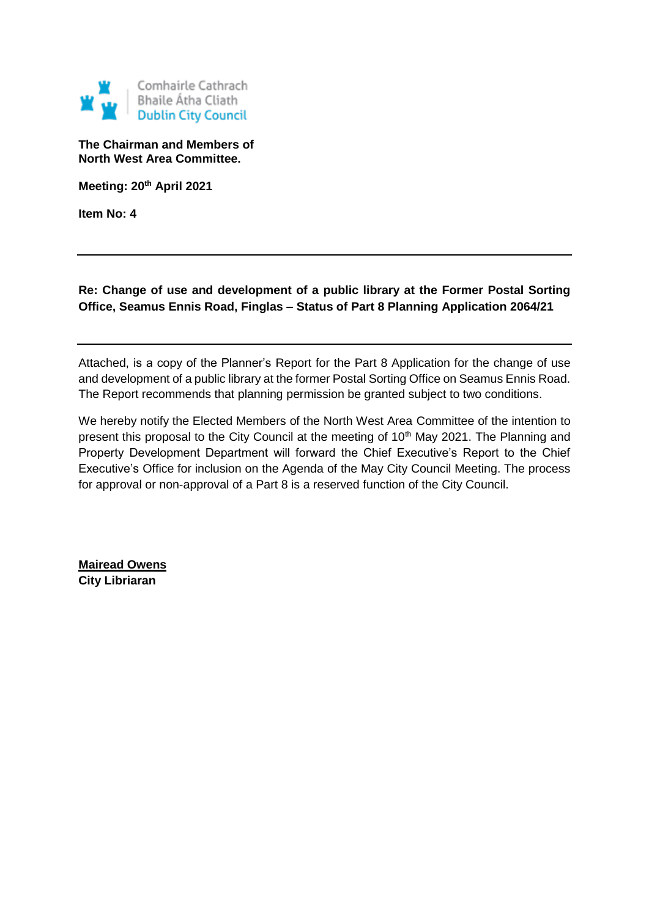Comhairle Cathrach
Bhaile Átha Cliath
Dublin City Council

**The Chairman and Members of**
**North West Area Committee.**

**Meeting: 20th April 2021**

**Item No: 4**

---

**Re: Change of use and development of a public library at the Former Postal Sorting Office, Seamus Ennis Road, Finglas – Status of Part 8 Planning Application 2064/21**

---

Attached, is a copy of the Planner's Report for the Part 8 Application for the change of use and development of a public library at the former Postal Sorting Office on Seamus Ennis Road. The Report recommends that planning permission be granted subject to two conditions.

We hereby notify the Elected Members of the North West Area Committee of the intention to present this proposal to the City Council at the meeting of 10th May 2021. The Planning and Property Development Department will forward the Chief Executive's Report to the Chief Executive's Office for inclusion on the Agenda of the May City Council Meeting. The process for approval or non-approval of a Part 8 is a reserved function of the City Council.

**Mairead Owens**
**City Libriaran**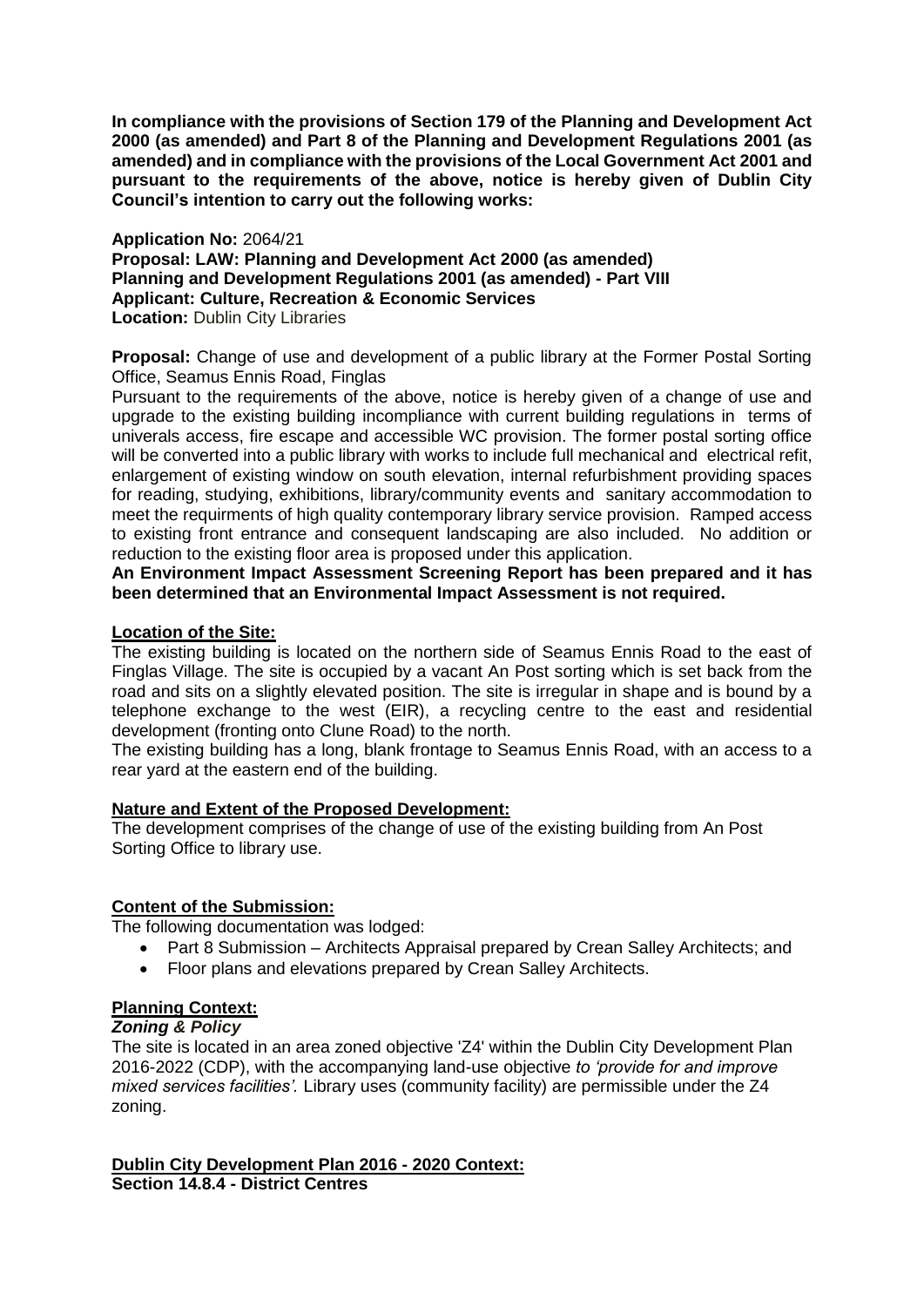**In compliance with the provisions of Section 179 of the Planning and Development Act 2000 (as amended) and Part 8 of the Planning and Development Regulations 2001 (as amended) and in compliance with the provisions of the Local Government Act 2001 and pursuant to the requirements of the above, notice is hereby given of Dublin City Council's intention to carry out the following works:**

**Application No:** 2064/21
**Proposal: LAW: Planning and Development Act 2000 (as amended)**
**Planning and Development Regulations 2001 (as amended) - Part VIII**
**Applicant: Culture, Recreation & Economic Services**
**Location:** Dublin City Libraries

**Proposal:** Change of use and development of a public library at the Former Postal Sorting Office, Seamus Ennis Road, Finglas

Pursuant to the requirements of the above, notice is hereby given of a change of use and upgrade to the existing building incompliance with current building regulations in terms of univerals access, fire escape and accessible WC provision. The former postal sorting office will be converted into a public library with works to include full mechanical and electrical refit, enlargement of existing window on south elevation, internal refurbishment providing spaces for reading, studying, exhibitions, library/community events and sanitary accommodation to meet the requirments of high quality contemporary library service provision. Ramped access to existing front entrance and consequent landscaping are also included. No addition or reduction to the existing floor area is proposed under this application.

**An Environment Impact Assessment Screening Report has been prepared and it has been determined that an Environmental Impact Assessment is not required.**

## Location of the Site:

The existing building is located on the northern side of Seamus Ennis Road to the east of Finglas Village. The site is occupied by a vacant An Post sorting which is set back from the road and sits on a slightly elevated position. The site is irregular in shape and is bound by a telephone exchange to the west (EIR), a recycling centre to the east and residential development (fronting onto Clune Road) to the north.

The existing building has a long, blank frontage to Seamus Ennis Road, with an access to a rear yard at the eastern end of the building.

## Nature and Extent of the Proposed Development:

The development comprises of the change of use of the existing building from An Post Sorting Office to library use.

## Content of the Submission:

The following documentation was lodged:

- Part 8 Submission – Architects Appraisal prepared by Crean Salley Architects; and
- Floor plans and elevations prepared by Crean Salley Architects.

## Planning Context:

### *Zoning & Policy*

The site is located in an area zoned objective 'Z4' within the Dublin City Development Plan 2016-2022 (CDP), with the accompanying land-use objective *to 'provide for and improve mixed services facilities'.* Library uses (community facility) are permissible under the Z4 zoning.

## Dublin City Development Plan 2016 - 2020 Context:

**Section 14.8.4 - District Centres**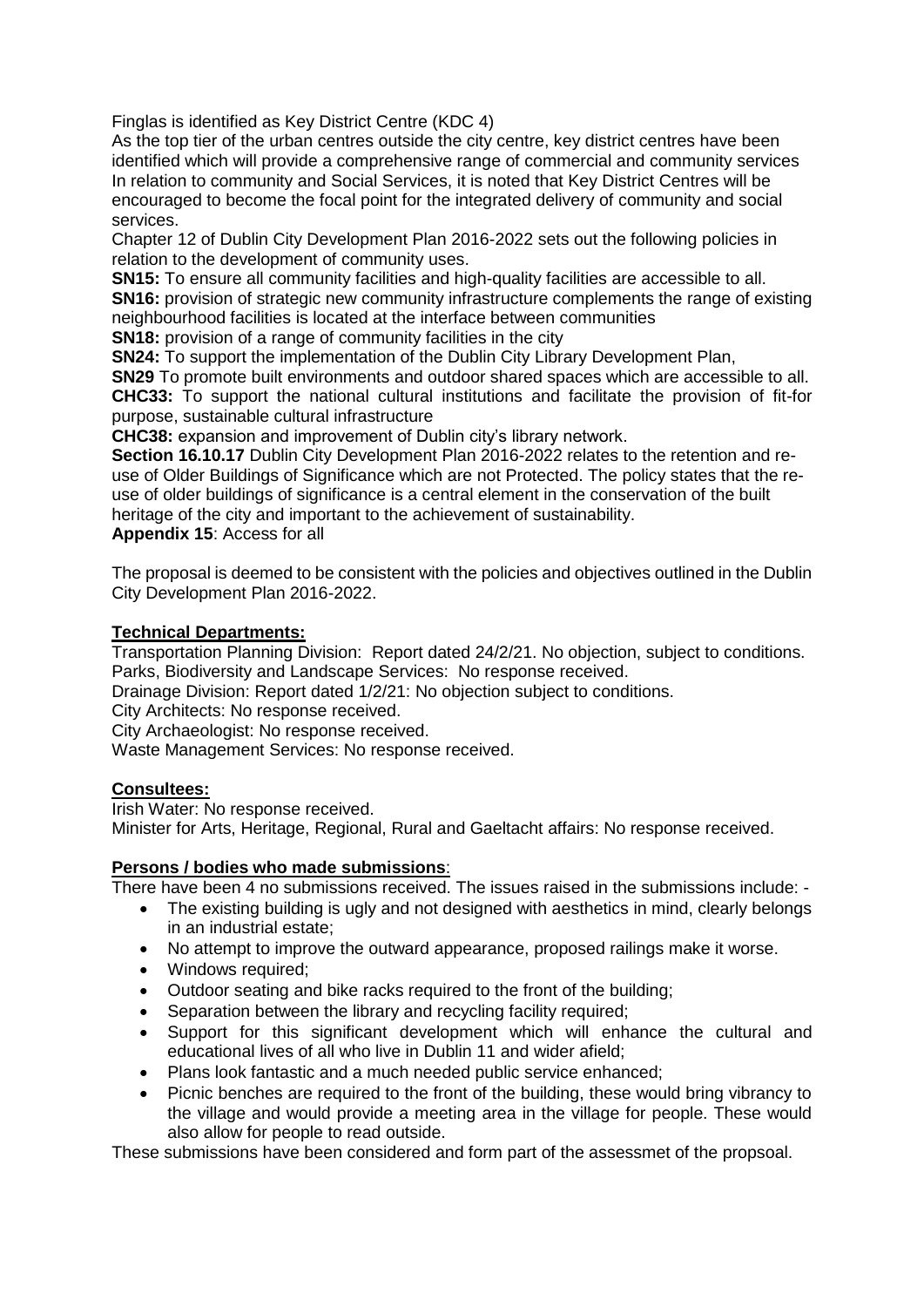Finglas is identified as Key District Centre (KDC 4)
As the top tier of the urban centres outside the city centre, key district centres have been identified which will provide a comprehensive range of commercial and community services In relation to community and Social Services, it is noted that Key District Centres will be encouraged to become the focal point for the integrated delivery of community and social services.
Chapter 12 of Dublin City Development Plan 2016-2022 sets out the following policies in relation to the development of community uses.

**SN15:** To ensure all community facilities and high-quality facilities are accessible to all.
**SN16:** provision of strategic new community infrastructure complements the range of existing neighbourhood facilities is located at the interface between communities
**SN18:** provision of a range of community facilities in the city
**SN24:** To support the implementation of the Dublin City Library Development Plan,
**SN29** To promote built environments and outdoor shared spaces which are accessible to all.
**CHC33:** To support the national cultural institutions and facilitate the provision of fit-for purpose, sustainable cultural infrastructure
**CHC38:** expansion and improvement of Dublin city's library network.
**Section 16.10.17** Dublin City Development Plan 2016-2022 relates to the retention and re-use of Older Buildings of Significance which are not Protected. The policy states that the re-use of older buildings of significance is a central element in the conservation of the built heritage of the city and important to the achievement of sustainability.
**Appendix 15**: Access for all

The proposal is deemed to be consistent with the policies and objectives outlined in the Dublin City Development Plan 2016-2022.

**Technical Departments:**

Transportation Planning Division: Report dated 24/2/21. No objection, subject to conditions.
Parks, Biodiversity and Landscape Services: No response received.
Drainage Division: Report dated 1/2/21: No objection subject to conditions.
City Architects: No response received.
City Archaeologist: No response received.
Waste Management Services: No response received.

**Consultees:**

Irish Water: No response received.
Minister for Arts, Heritage, Regional, Rural and Gaeltacht affairs: No response received.

**Persons / bodies who made submissions**:

There have been 4 no submissions received. The issues raised in the submissions include: -

- The existing building is ugly and not designed with aesthetics in mind, clearly belongs in an industrial estate;
- No attempt to improve the outward appearance, proposed railings make it worse.
- Windows required;
- Outdoor seating and bike racks required to the front of the building;
- Separation between the library and recycling facility required;
- Support for this significant development which will enhance the cultural and educational lives of all who live in Dublin 11 and wider afield;
- Plans look fantastic and a much needed public service enhanced;
- Picnic benches are required to the front of the building, these would bring vibrancy to the village and would provide a meeting area in the village for people. These would also allow for people to read outside.

These submissions have been considered and form part of the assessmet of the propsoal.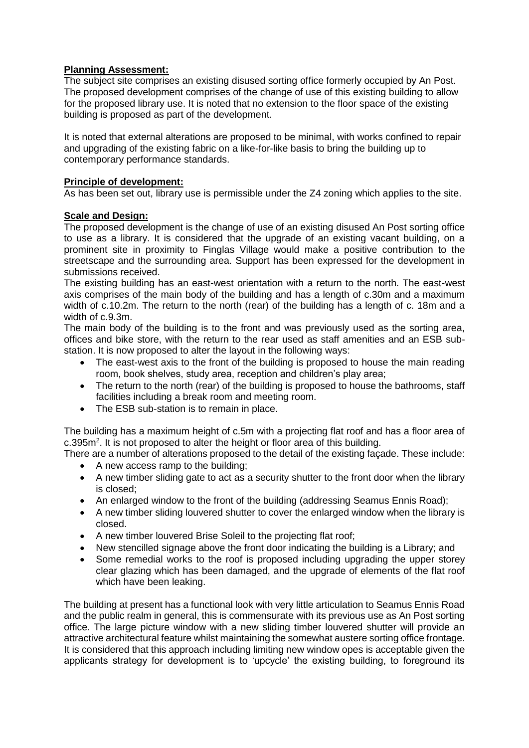**Planning Assessment:**

The subject site comprises an existing disused sorting office formerly occupied by An Post. The proposed development comprises of the change of use of this existing building to allow for the proposed library use. It is noted that no extension to the floor space of the existing building is proposed as part of the development.

It is noted that external alterations are proposed to be minimal, with works confined to repair and upgrading of the existing fabric on a like-for-like basis to bring the building up to contemporary performance standards.

**Principle of development:**

As has been set out, library use is permissible under the Z4 zoning which applies to the site.

**Scale and Design:**

The proposed development is the change of use of an existing disused An Post sorting office to use as a library. It is considered that the upgrade of an existing vacant building, on a prominent site in proximity to Finglas Village would make a positive contribution to the streetscape and the surrounding area. Support has been expressed for the development in submissions received.

The existing building has an east-west orientation with a return to the north. The east-west axis comprises of the main body of the building and has a length of c.30m and a maximum width of c.10.2m. The return to the north (rear) of the building has a length of c. 18m and a width of c.9.3m.

The main body of the building is to the front and was previously used as the sorting area, offices and bike store, with the return to the rear used as staff amenities and an ESB sub-station. It is now proposed to alter the layout in the following ways:

- The east-west axis to the front of the building is proposed to house the main reading room, book shelves, study area, reception and children's play area;
- The return to the north (rear) of the building is proposed to house the bathrooms, staff facilities including a break room and meeting room.
- The ESB sub-station is to remain in place.

The building has a maximum height of c.5m with a projecting flat roof and has a floor area of c.395m$^2$. It is not proposed to alter the height or floor area of this building.

There are a number of alterations proposed to the detail of the existing façade. These include:

- A new access ramp to the building;
- A new timber sliding gate to act as a security shutter to the front door when the library is closed;
- An enlarged window to the front of the building (addressing Seamus Ennis Road);
- A new timber sliding louvered shutter to cover the enlarged window when the library is closed.
- A new timber louvered Brise Soleil to the projecting flat roof;
- New stencilled signage above the front door indicating the building is a Library; and
- Some remedial works to the roof is proposed including upgrading the upper storey clear glazing which has been damaged, and the upgrade of elements of the flat roof which have been leaking.

The building at present has a functional look with very little articulation to Seamus Ennis Road and the public realm in general, this is commensurate with its previous use as An Post sorting office. The large picture window with a new sliding timber louvered shutter will provide an attractive architectural feature whilst maintaining the somewhat austere sorting office frontage. It is considered that this approach including limiting new window opes is acceptable given the applicants strategy for development is to 'upcycle' the existing building, to foreground its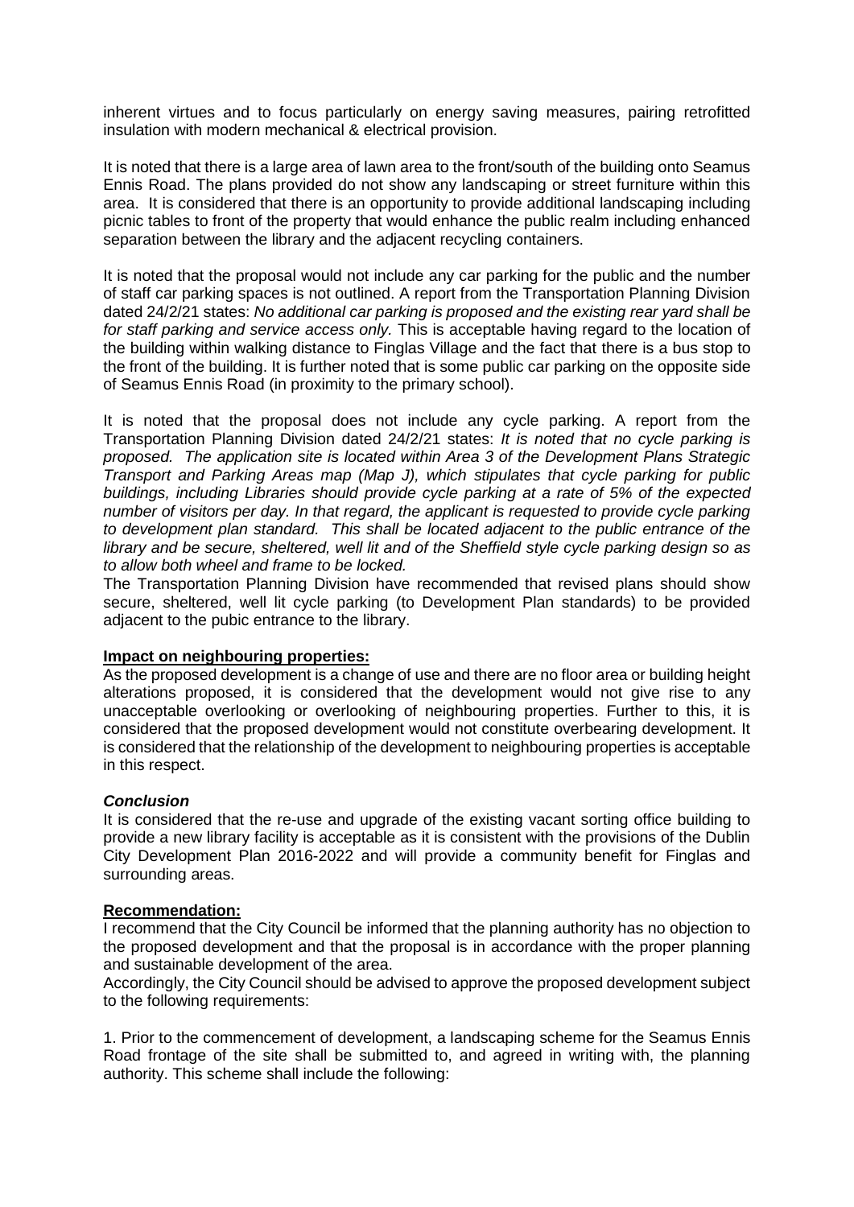inherent virtues and to focus particularly on energy saving measures, pairing retrofitted insulation with modern mechanical & electrical provision.

It is noted that there is a large area of lawn area to the front/south of the building onto Seamus Ennis Road. The plans provided do not show any landscaping or street furniture within this area. It is considered that there is an opportunity to provide additional landscaping including picnic tables to front of the property that would enhance the public realm including enhanced separation between the library and the adjacent recycling containers.

It is noted that the proposal would not include any car parking for the public and the number of staff car parking spaces is not outlined. A report from the Transportation Planning Division dated 24/2/21 states: *No additional car parking is proposed and the existing rear yard shall be for staff parking and service access only.* This is acceptable having regard to the location of the building within walking distance to Finglas Village and the fact that there is a bus stop to the front of the building. It is further noted that is some public car parking on the opposite side of Seamus Ennis Road (in proximity to the primary school).

It is noted that the proposal does not include any cycle parking. A report from the Transportation Planning Division dated 24/2/21 states: *It is noted that no cycle parking is proposed. The application site is located within Area 3 of the Development Plans Strategic Transport and Parking Areas map (Map J), which stipulates that cycle parking for public buildings, including Libraries should provide cycle parking at a rate of 5% of the expected number of visitors per day. In that regard, the applicant is requested to provide cycle parking to development plan standard. This shall be located adjacent to the public entrance of the library and be secure, sheltered, well lit and of the Sheffield style cycle parking design so as to allow both wheel and frame to be locked.*

The Transportation Planning Division have recommended that revised plans should show secure, sheltered, well lit cycle parking (to Development Plan standards) to be provided adjacent to the pubic entrance to the library.

**Impact on neighbouring properties:**

As the proposed development is a change of use and there are no floor area or building height alterations proposed, it is considered that the development would not give rise to any unacceptable overlooking or overlooking of neighbouring properties. Further to this, it is considered that the proposed development would not constitute overbearing development. It is considered that the relationship of the development to neighbouring properties is acceptable in this respect.

***Conclusion***

It is considered that the re-use and upgrade of the existing vacant sorting office building to provide a new library facility is acceptable as it is consistent with the provisions of the Dublin City Development Plan 2016-2022 and will provide a community benefit for Finglas and surrounding areas.

**Recommendation:**

I recommend that the City Council be informed that the planning authority has no objection to the proposed development and that the proposal is in accordance with the proper planning and sustainable development of the area.

Accordingly, the City Council should be advised to approve the proposed development subject to the following requirements:

1. Prior to the commencement of development, a landscaping scheme for the Seamus Ennis Road frontage of the site shall be submitted to, and agreed in writing with, the planning authority. This scheme shall include the following: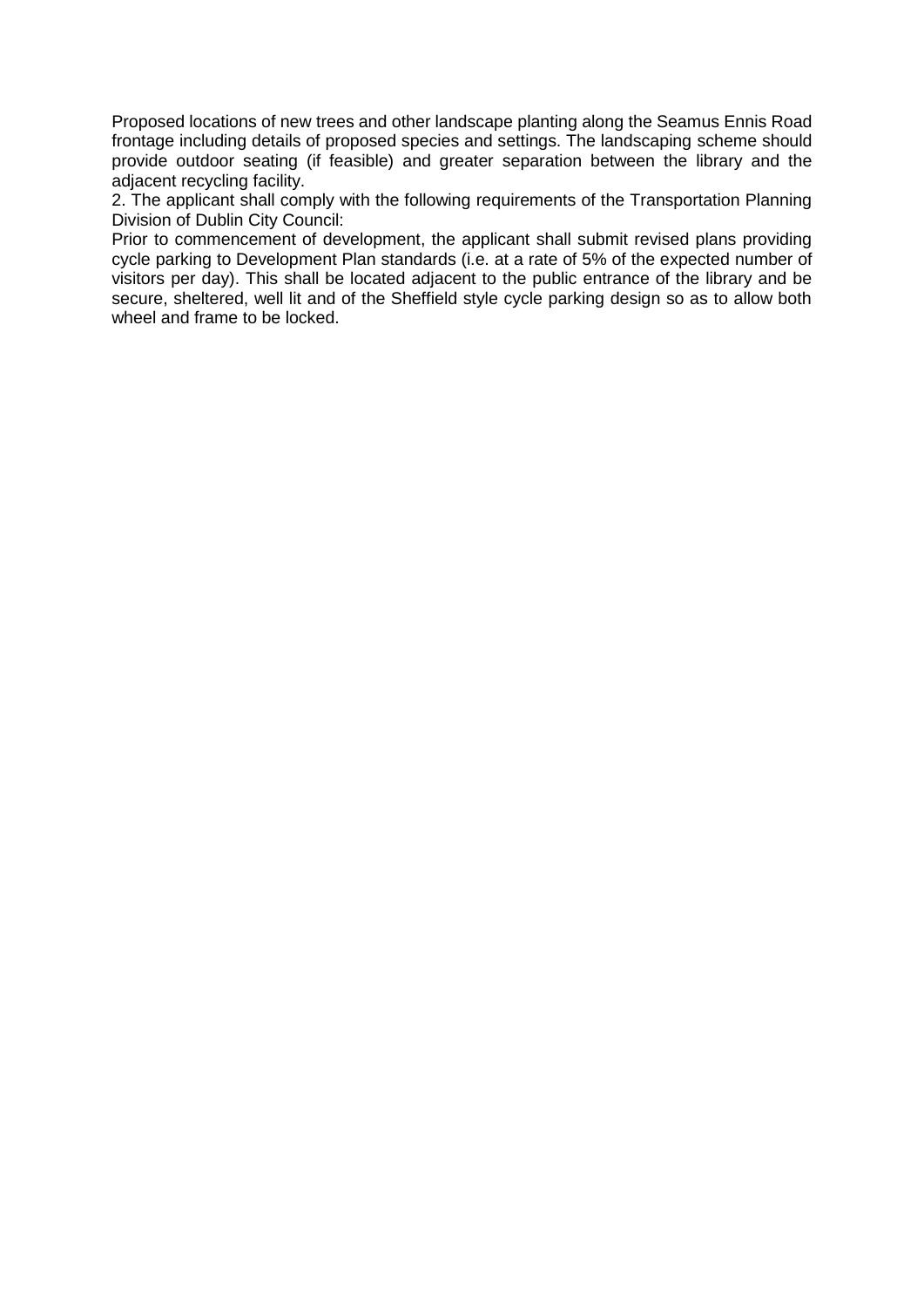Proposed locations of new trees and other landscape planting along the Seamus Ennis Road frontage including details of proposed species and settings. The landscaping scheme should provide outdoor seating (if feasible) and greater separation between the library and the adjacent recycling facility.

2. The applicant shall comply with the following requirements of the Transportation Planning Division of Dublin City Council:

Prior to commencement of development, the applicant shall submit revised plans providing cycle parking to Development Plan standards (i.e. at a rate of 5% of the expected number of visitors per day). This shall be located adjacent to the public entrance of the library and be secure, sheltered, well lit and of the Sheffield style cycle parking design so as to allow both wheel and frame to be locked.